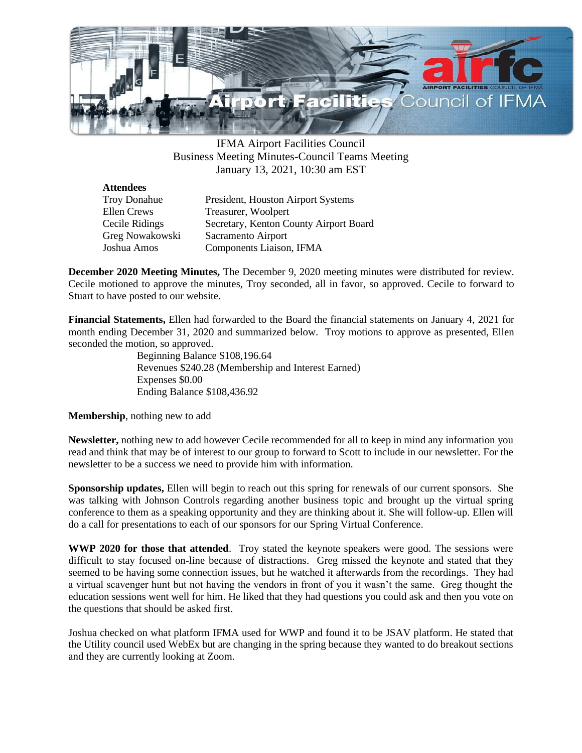IFMA Airport Facilities Council
Business Meeting Minutes-Council Teams Meeting
January 13, 2021, 10:30 am EST

**Attendees**

| | |
|---|---|
| Troy Donahue | President, Houston Airport Systems |
| Ellen Crews | Treasurer, Woolpert |
| Cecile Ridings | Secretary, Kenton County Airport Board |
| Greg Nowakowski | Sacramento Airport |
| Joshua Amos | Components Liaison, IFMA |

**December 2020 Meeting Minutes,** The December 9, 2020 meeting minutes were distributed for review. Cecile motioned to approve the minutes, Troy seconded, all in favor, so approved. Cecile to forward to Stuart to have posted to our website.

**Financial Statements,** Ellen had forwarded to the Board the financial statements on January 4, 2021 for month ending December 31, 2020 and summarized below. Troy motions to approve as presented, Ellen seconded the motion, so approved.

Beginning Balance $108,196.64
Revenues $240.28 (Membership and Interest Earned)
Expenses $0.00
Ending Balance $108,436.92

**Membership**, nothing new to add

**Newsletter,** nothing new to add however Cecile recommended for all to keep in mind any information you read and think that may be of interest to our group to forward to Scott to include in our newsletter. For the newsletter to be a success we need to provide him with information.

**Sponsorship updates,** Ellen will begin to reach out this spring for renewals of our current sponsors. She was talking with Johnson Controls regarding another business topic and brought up the virtual spring conference to them as a speaking opportunity and they are thinking about it. She will follow-up. Ellen will do a call for presentations to each of our sponsors for our Spring Virtual Conference.

**WWP 2020 for those that attended**. Troy stated the keynote speakers were good. The sessions were difficult to stay focused on-line because of distractions. Greg missed the keynote and stated that they seemed to be having some connection issues, but he watched it afterwards from the recordings. They had a virtual scavenger hunt but not having the vendors in front of you it wasn't the same. Greg thought the education sessions went well for him. He liked that they had questions you could ask and then you vote on the questions that should be asked first.

Joshua checked on what platform IFMA used for WWP and found it to be JSAV platform. He stated that the Utility council used WebEx but are changing in the spring because they wanted to do breakout sections and they are currently looking at Zoom.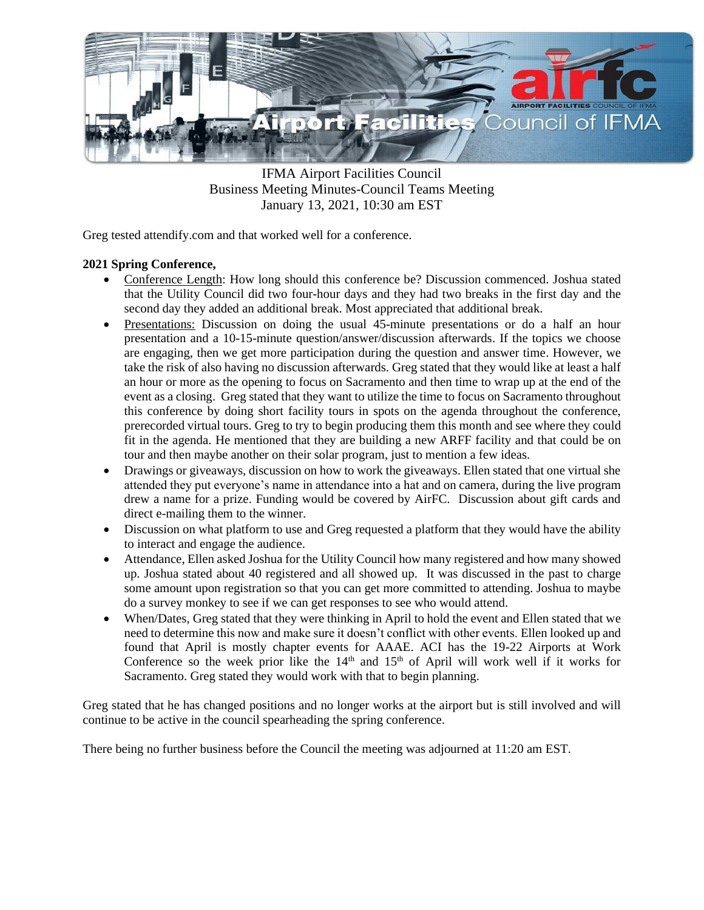IFMA Airport Facilities Council
Business Meeting Minutes-Council Teams Meeting
January 13, 2021, 10:30 am EST

Greg tested attendify.com and that worked well for a conference.

**2021 Spring Conference,**

- Conference Length: How long should this conference be? Discussion commenced. Joshua stated that the Utility Council did two four-hour days and they had two breaks in the first day and the second day they added an additional break. Most appreciated that additional break.
- Presentations: Discussion on doing the usual 45-minute presentations or do a half an hour presentation and a 10-15-minute question/answer/discussion afterwards. If the topics we choose are engaging, then we get more participation during the question and answer time. However, we take the risk of also having no discussion afterwards. Greg stated that they would like at least a half an hour or more as the opening to focus on Sacramento and then time to wrap up at the end of the event as a closing. Greg stated that they want to utilize the time to focus on Sacramento throughout this conference by doing short facility tours in spots on the agenda throughout the conference, prerecorded virtual tours. Greg to try to begin producing them this month and see where they could fit in the agenda. He mentioned that they are building a new ARFF facility and that could be on tour and then maybe another on their solar program, just to mention a few ideas.
- Drawings or giveaways, discussion on how to work the giveaways. Ellen stated that one virtual she attended they put everyone's name in attendance into a hat and on camera, during the live program drew a name for a prize. Funding would be covered by AirFC. Discussion about gift cards and direct e-mailing them to the winner.
- Discussion on what platform to use and Greg requested a platform that they would have the ability to interact and engage the audience.
- Attendance, Ellen asked Joshua for the Utility Council how many registered and how many showed up. Joshua stated about 40 registered and all showed up. It was discussed in the past to charge some amount upon registration so that you can get more committed to attending. Joshua to maybe do a survey monkey to see if we can get responses to see who would attend.
- When/Dates, Greg stated that they were thinking in April to hold the event and Ellen stated that we need to determine this now and make sure it doesn't conflict with other events. Ellen looked up and found that April is mostly chapter events for AAAE. ACI has the 19-22 Airports at Work Conference so the week prior like the 14th and 15th of April will work well if it works for Sacramento. Greg stated they would work with that to begin planning.

Greg stated that he has changed positions and no longer works at the airport but is still involved and will continue to be active in the council spearheading the spring conference.

There being no further business before the Council the meeting was adjourned at 11:20 am EST.